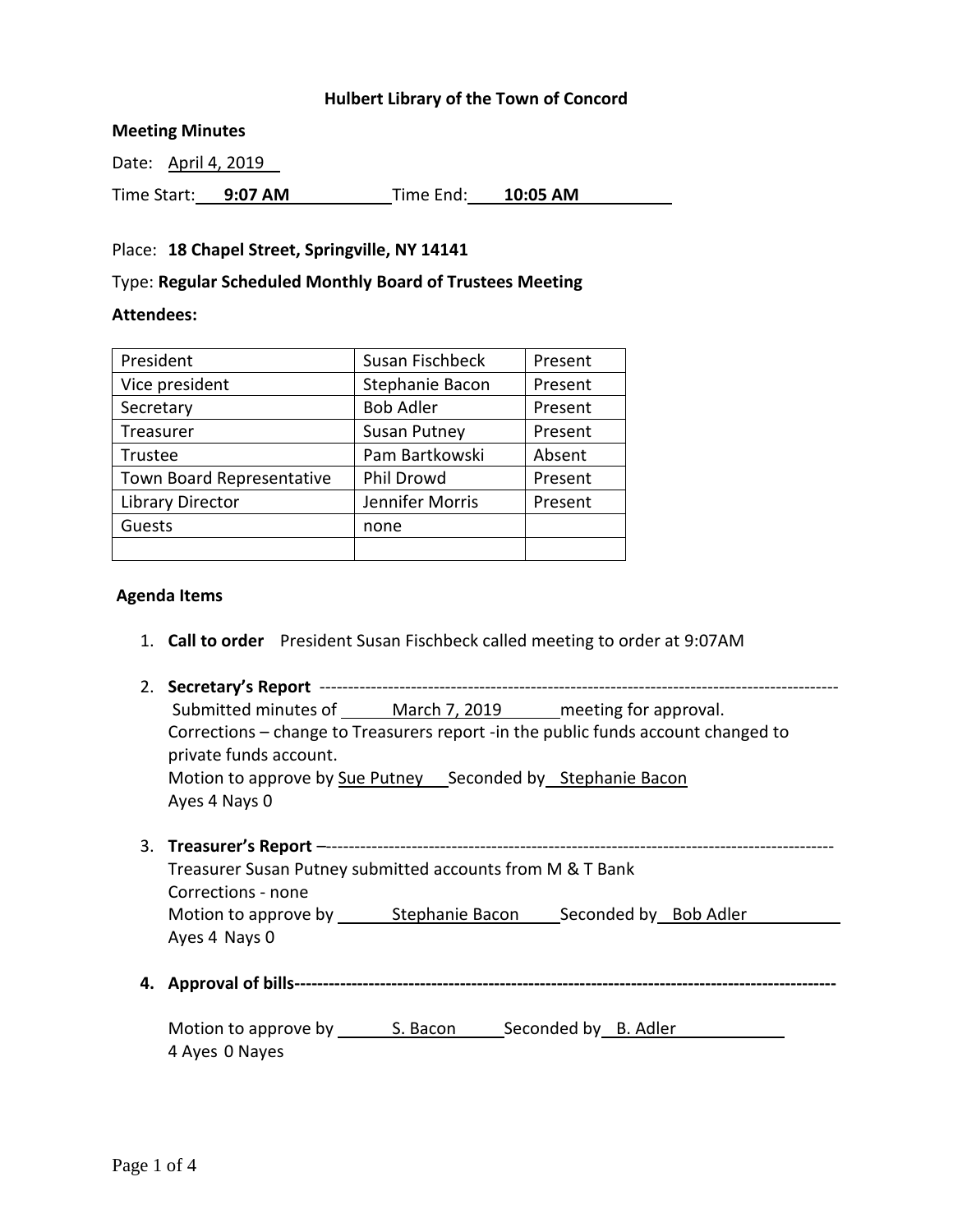**Hulbert Library of the Town of Concord**

**Meeting Minutes**

Date: April 4, 2019

Time Start: **9:07 AM** Time End: **10:05 AM**

Place: **18 Chapel Street, Springville, NY 14141**

Type: **Regular Scheduled Monthly Board of Trustees Meeting**

**Attendees:**

| | | |
|---|---|---|
| President | Susan Fischbeck | Present |
| Vice president | Stephanie Bacon | Present |
| Secretary | Bob Adler | Present |
| Treasurer | Susan Putney | Present |
| Trustee | Pam Bartkowski | Absent |
| Town Board Representative | Phil Drowd | Present |
| Library Director | Jennifer Morris | Present |
| Guests | none | |
| | | |

**Agenda Items**

1. **Call to order** President Susan Fischbeck called meeting to order at 9:07AM

2. **Secretary's Report** ------------------------------------------------------------------------------------------
   Submitted minutes of March 7, 2019 meeting for approval.
   Corrections – change to Treasurers report -in the public funds account changed to private funds account.
   Motion to approve by Sue Putney Seconded by Stephanie Bacon
   Ayes 4 Nays 0

3. **Treasurer's Report** –----------------------------------------------------------------------------------------
   Treasurer Susan Putney submitted accounts from M & T Bank
   Corrections - none
   Motion to approve by Stephanie Bacon Seconded by Bob Adler
   Ayes 4 Nays 0

4. **Approval of bills-----------------------------------------------------------------------------------------------**

   Motion to approve by S. Bacon Seconded by B. Adler
   4 Ayes 0 Nayes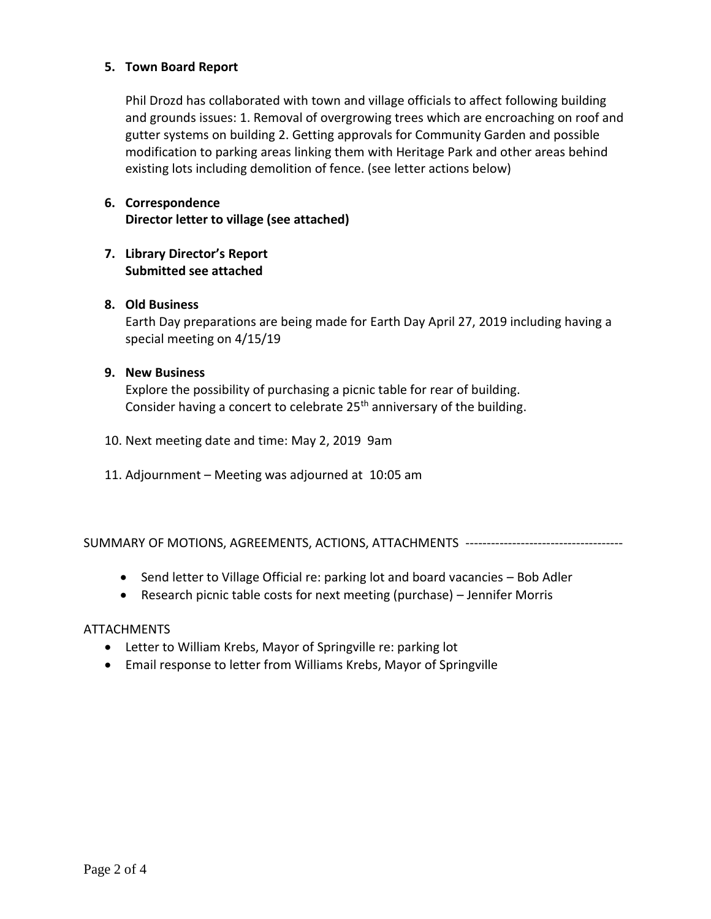**5. Town Board Report**

Phil Drozd has collaborated with town and village officials to affect following building and grounds issues: 1. Removal of overgrowing trees which are encroaching on roof and gutter systems on building 2. Getting approvals for Community Garden and possible modification to parking areas linking them with Heritage Park and other areas behind existing lots including demolition of fence. (see letter actions below)

**6. Correspondence**
**Director letter to village (see attached)**

**7. Library Director's Report**
**Submitted see attached**

**8. Old Business**

Earth Day preparations are being made for Earth Day April 27, 2019 including having a special meeting on 4/15/19

**9. New Business**

Explore the possibility of purchasing a picnic table for rear of building.
Consider having a concert to celebrate 25th anniversary of the building.

10. Next meeting date and time: May 2, 2019 9am

11. Adjournment – Meeting was adjourned at 10:05 am

SUMMARY OF MOTIONS, AGREEMENTS, ACTIONS, ATTACHMENTS ------------------------------------

- Send letter to Village Official re: parking lot and board vacancies – Bob Adler
- Research picnic table costs for next meeting (purchase) – Jennifer Morris

ATTACHMENTS

- Letter to William Krebs, Mayor of Springville re: parking lot
- Email response to letter from Williams Krebs, Mayor of Springville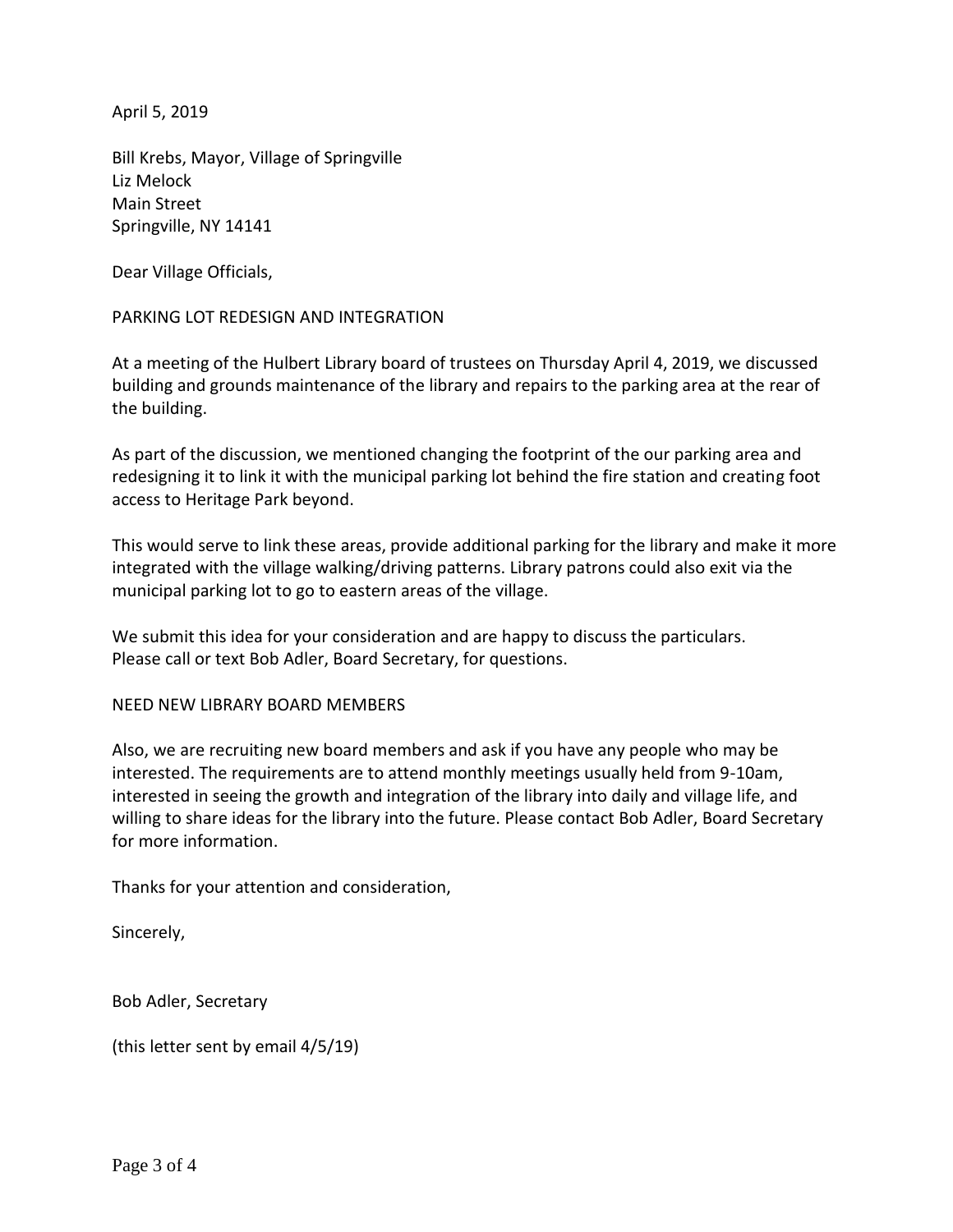April 5, 2019

Bill Krebs, Mayor, Village of Springville
Liz Melock
Main Street
Springville, NY 14141

Dear Village Officials,

PARKING LOT REDESIGN AND INTEGRATION

At a meeting of the Hulbert Library board of trustees on Thursday April 4, 2019, we discussed building and grounds maintenance of the library and repairs to the parking area at the rear of the building.

As part of the discussion, we mentioned changing the footprint of the our parking area and redesigning it to link it with the municipal parking lot behind the fire station and creating foot access to Heritage Park beyond.

This would serve to link these areas, provide additional parking for the library and make it more integrated with the village walking/driving patterns. Library patrons could also exit via the municipal parking lot to go to eastern areas of the village.

We submit this idea for your consideration and are happy to discuss the particulars.
Please call or text Bob Adler, Board Secretary, for questions.

NEED NEW LIBRARY BOARD MEMBERS

Also, we are recruiting new board members and ask if you have any people who may be interested. The requirements are to attend monthly meetings usually held from 9-10am, interested in seeing the growth and integration of the library into daily and village life, and willing to share ideas for the library into the future. Please contact Bob Adler, Board Secretary for more information.

Thanks for your attention and consideration,

Sincerely,

Bob Adler, Secretary

(this letter sent by email 4/5/19)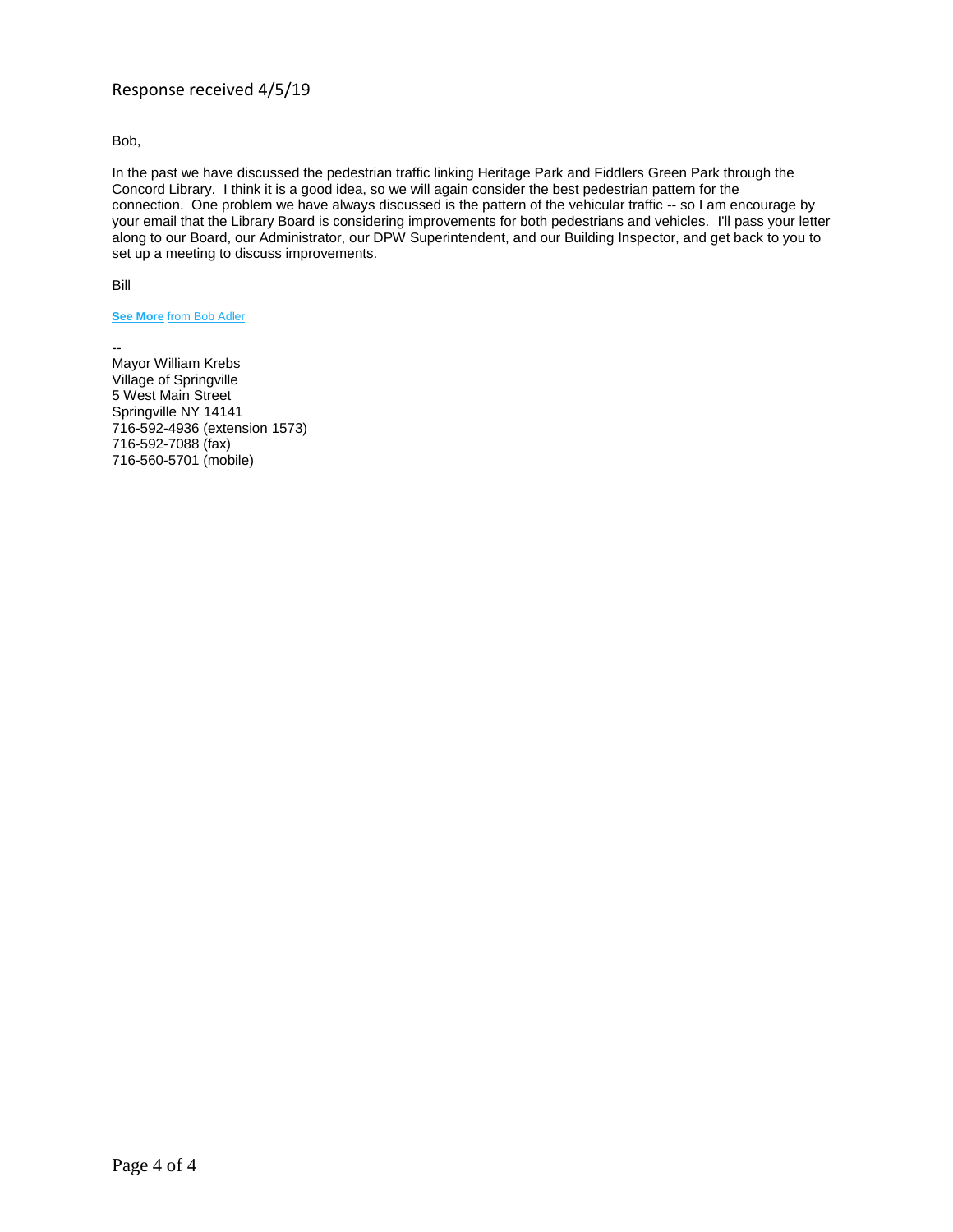## Response received 4/5/19

Bob,

In the past we have discussed the pedestrian traffic linking Heritage Park and Fiddlers Green Park through the Concord Library. I think it is a good idea, so we will again consider the best pedestrian pattern for the connection. One problem we have always discussed is the pattern of the vehicular traffic -- so I am encourage by your email that the Library Board is considering improvements for both pedestrians and vehicles. I'll pass your letter along to our Board, our Administrator, our DPW Superintendent, and our Building Inspector, and get back to you to set up a meeting to discuss improvements.

Bill

**See More** from Bob Adler

--
Mayor William Krebs
Village of Springville
5 West Main Street
Springville NY 14141
716-592-4936 (extension 1573)
716-592-7088 (fax)
716-560-5701 (mobile)